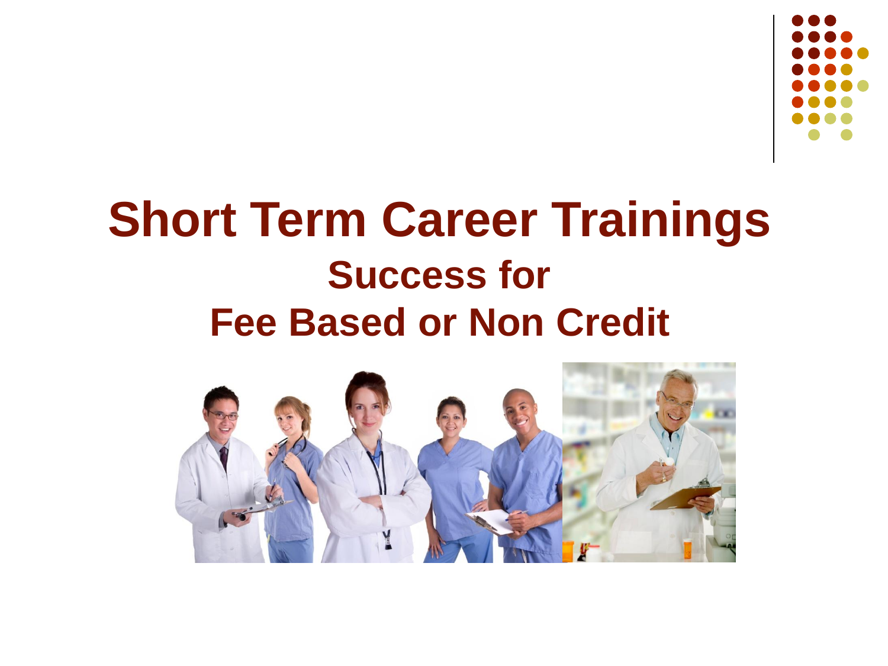# Short Term Career Trainings

## Success for
## Fee Based or Non Credit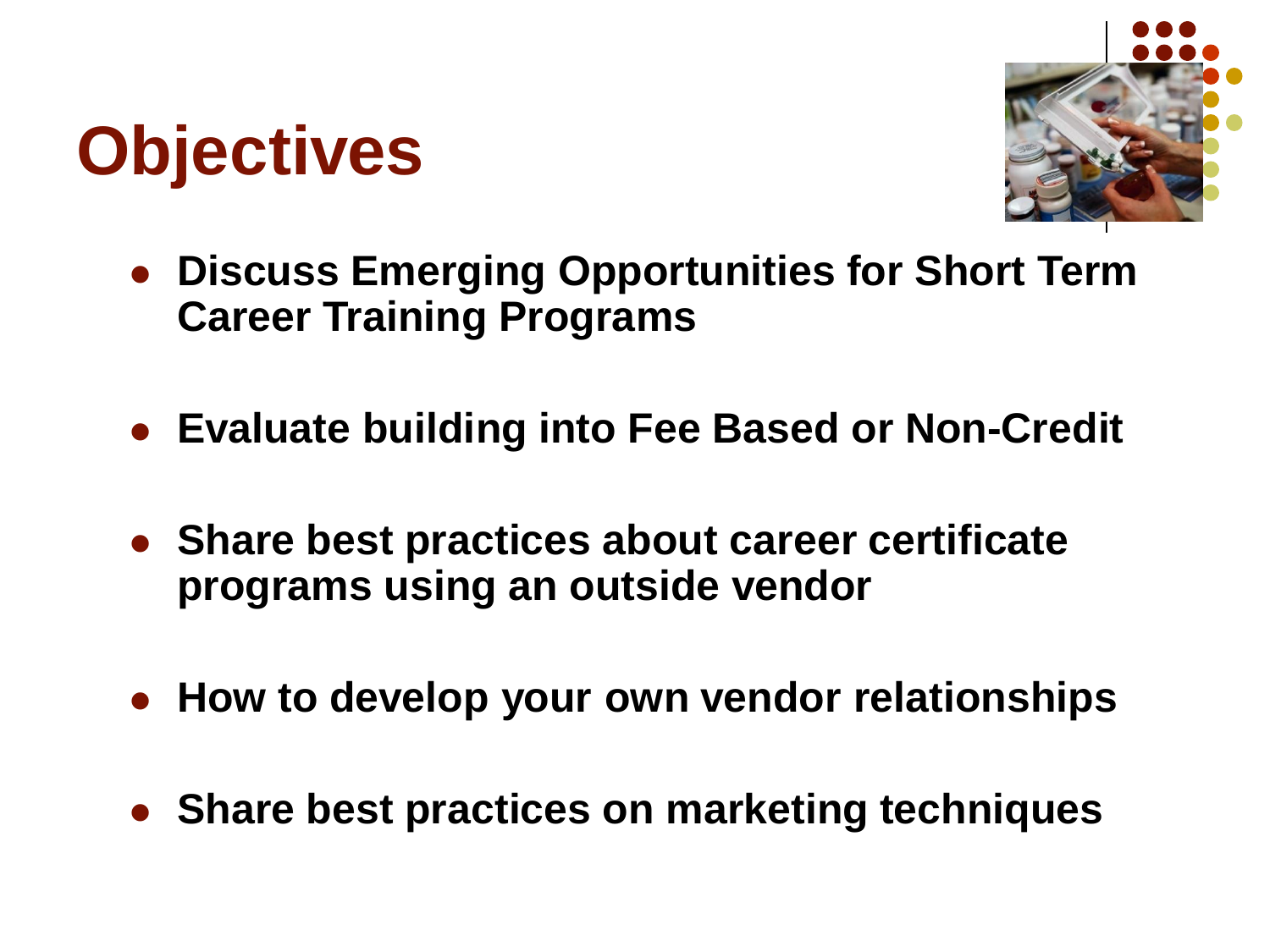# Objectives

- **Discuss Emerging Opportunities for Short Term Career Training Programs**
- **Evaluate building into Fee Based or Non-Credit**
- **Share best practices about career certificate programs using an outside vendor**
- **How to develop your own vendor relationships**
- **Share best practices on marketing techniques**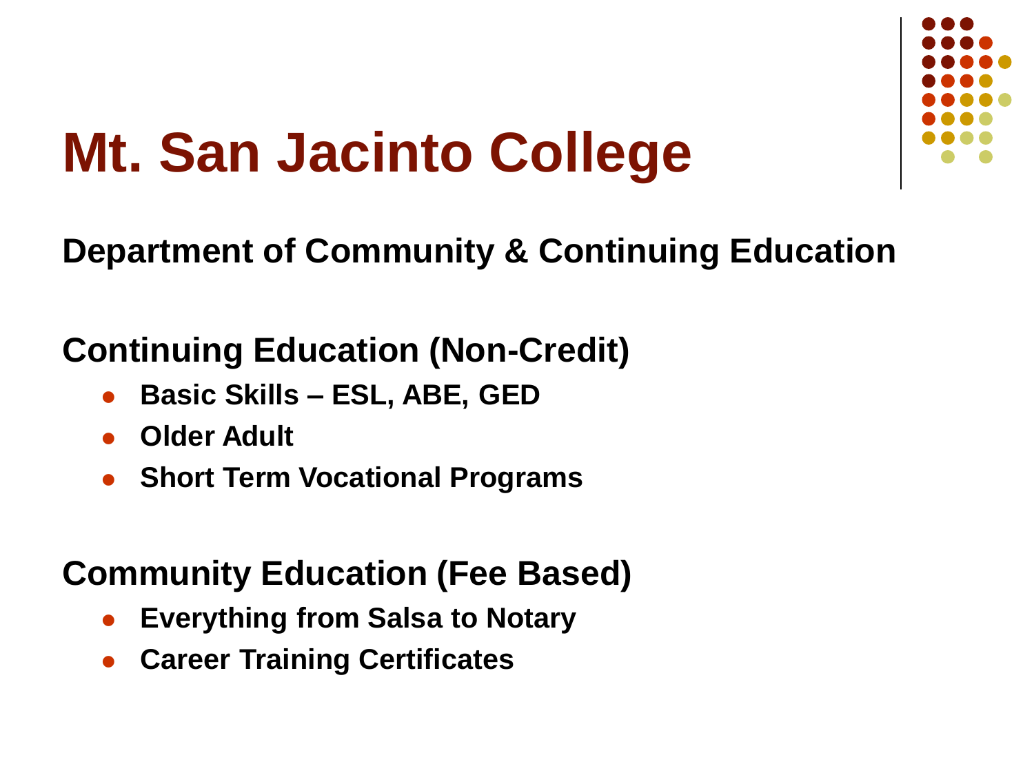# Mt. San Jacinto College

**Department of Community & Continuing Education**

**Continuing Education (Non-Credit)**

- **Basic Skills – ESL, ABE, GED**
- **Older Adult**
- **Short Term Vocational Programs**

**Community Education (Fee Based)**

- **Everything from Salsa to Notary**
- **Career Training Certificates**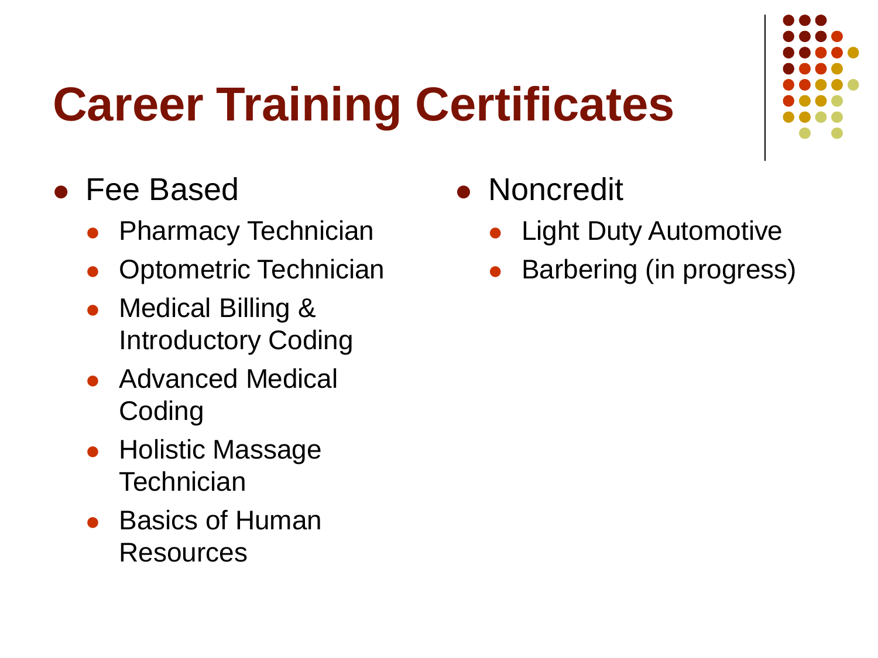# Career Training Certificates

- Fee Based
  - Pharmacy Technician
  - Optometric Technician
  - Medical Billing & Introductory Coding
  - Advanced Medical Coding
  - Holistic Massage Technician
  - Basics of Human Resources
- Noncredit
  - Light Duty Automotive
  - Barbering (in progress)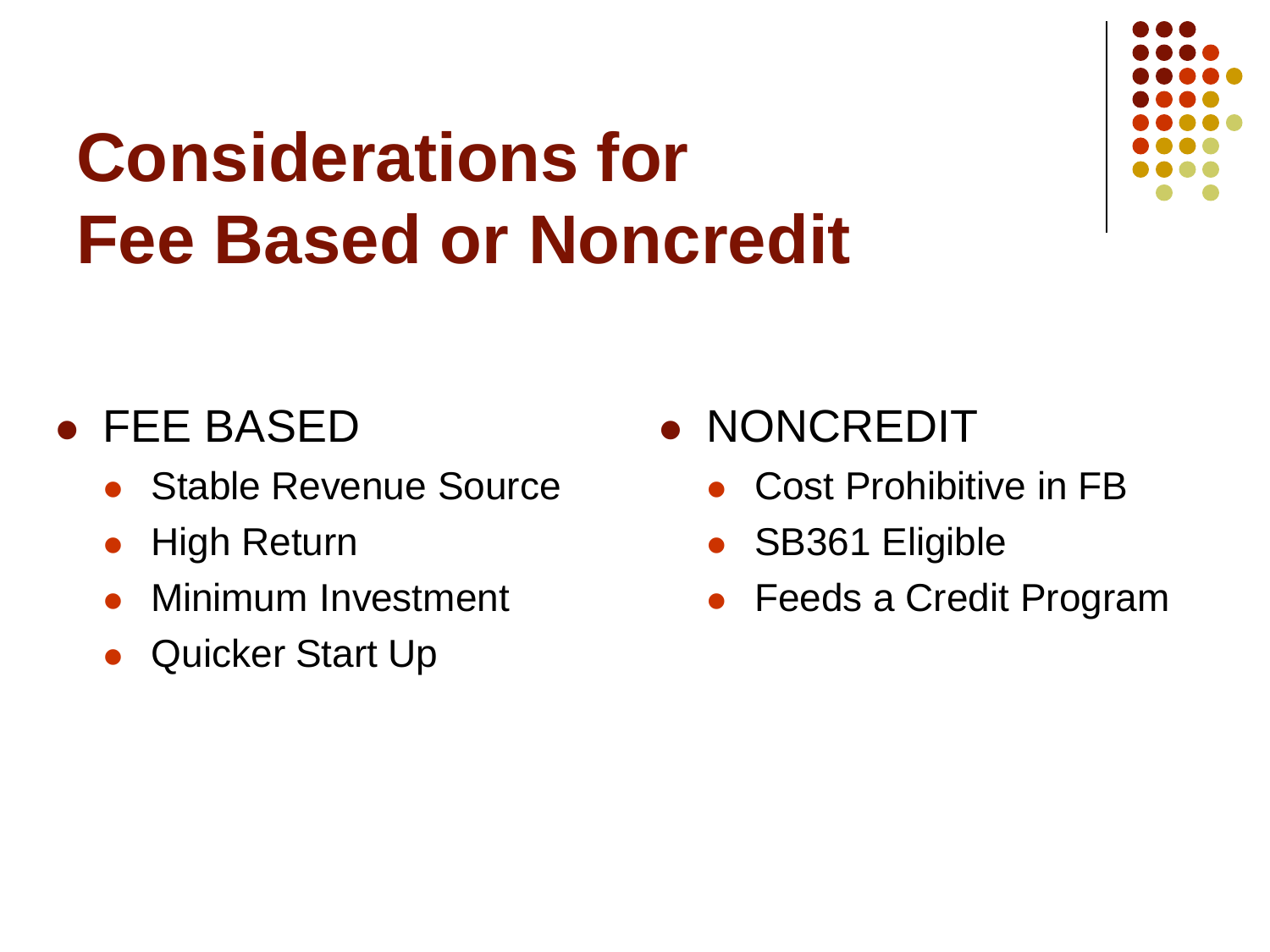# Considerations for Fee Based or Noncredit

- FEE BASED
  - Stable Revenue Source
  - High Return
  - Minimum Investment
  - Quicker Start Up
- NONCREDIT
  - Cost Prohibitive in FB
  - SB361 Eligible
  - Feeds a Credit Program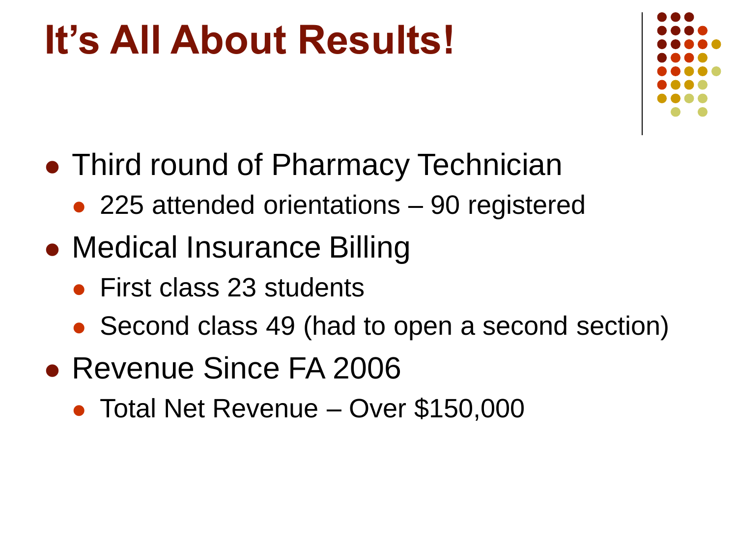# It's All About Results!

- Third round of Pharmacy Technician
  - 225 attended orientations – 90 registered
- Medical Insurance Billing
  - First class 23 students
  - Second class 49 (had to open a second section)
- Revenue Since FA 2006
  - Total Net Revenue – Over $150,000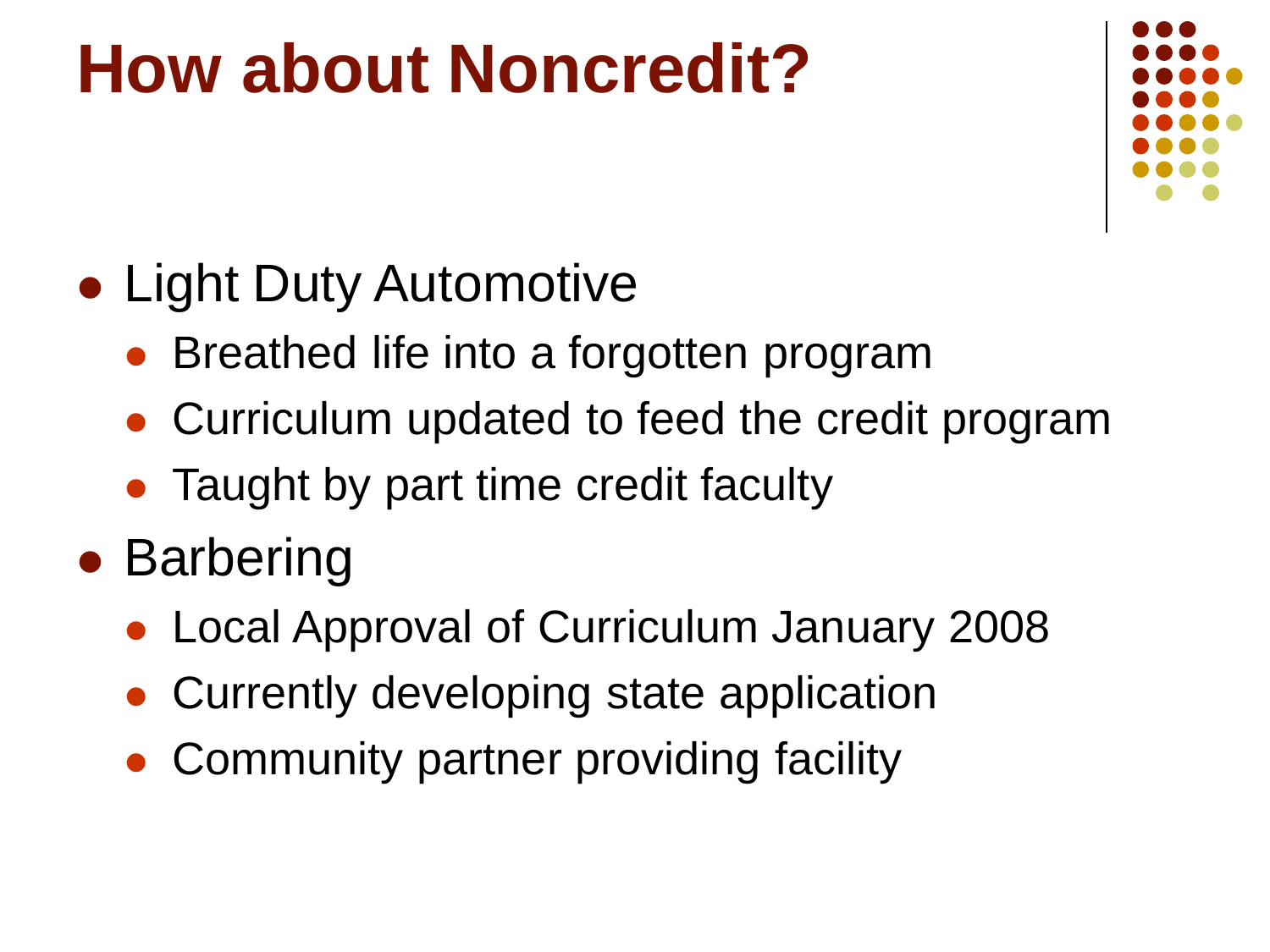# How about Noncredit?

- Light Duty Automotive
  - Breathed life into a forgotten program
  - Curriculum updated to feed the credit program
  - Taught by part time credit faculty
- Barbering
  - Local Approval of Curriculum January 2008
  - Currently developing state application
  - Community partner providing facility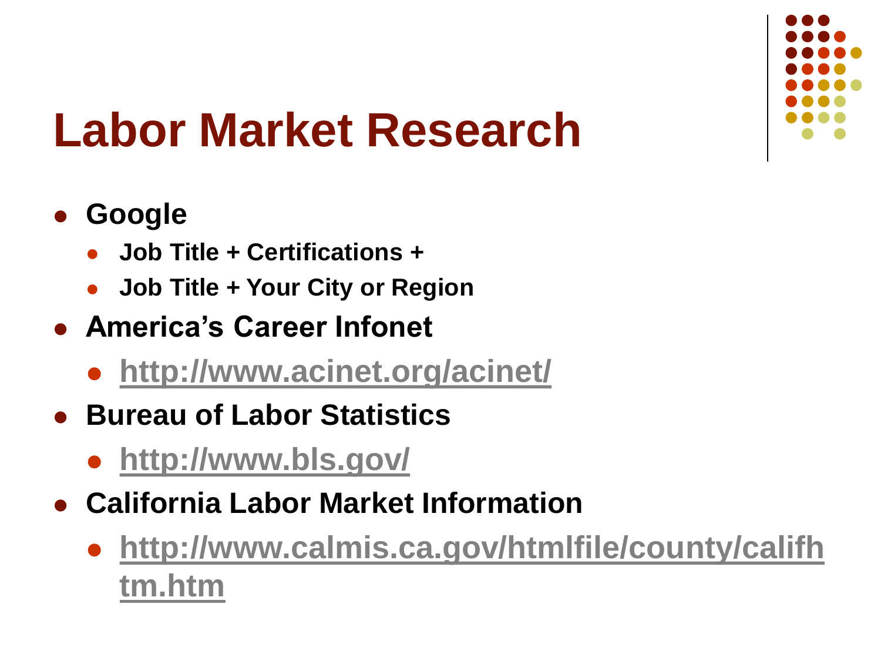# Labor Market Research

- **Google**
  - **Job Title + Certifications +**
  - **Job Title + Your City or Region**
- **America's Career Infonet**
  - **http://www.acinet.org/acinet/**
- **Bureau of Labor Statistics**
  - **http://www.bls.gov/**
- **California Labor Market Information**
  - **http://www.calmis.ca.gov/htmlfile/county/califhtm.htm**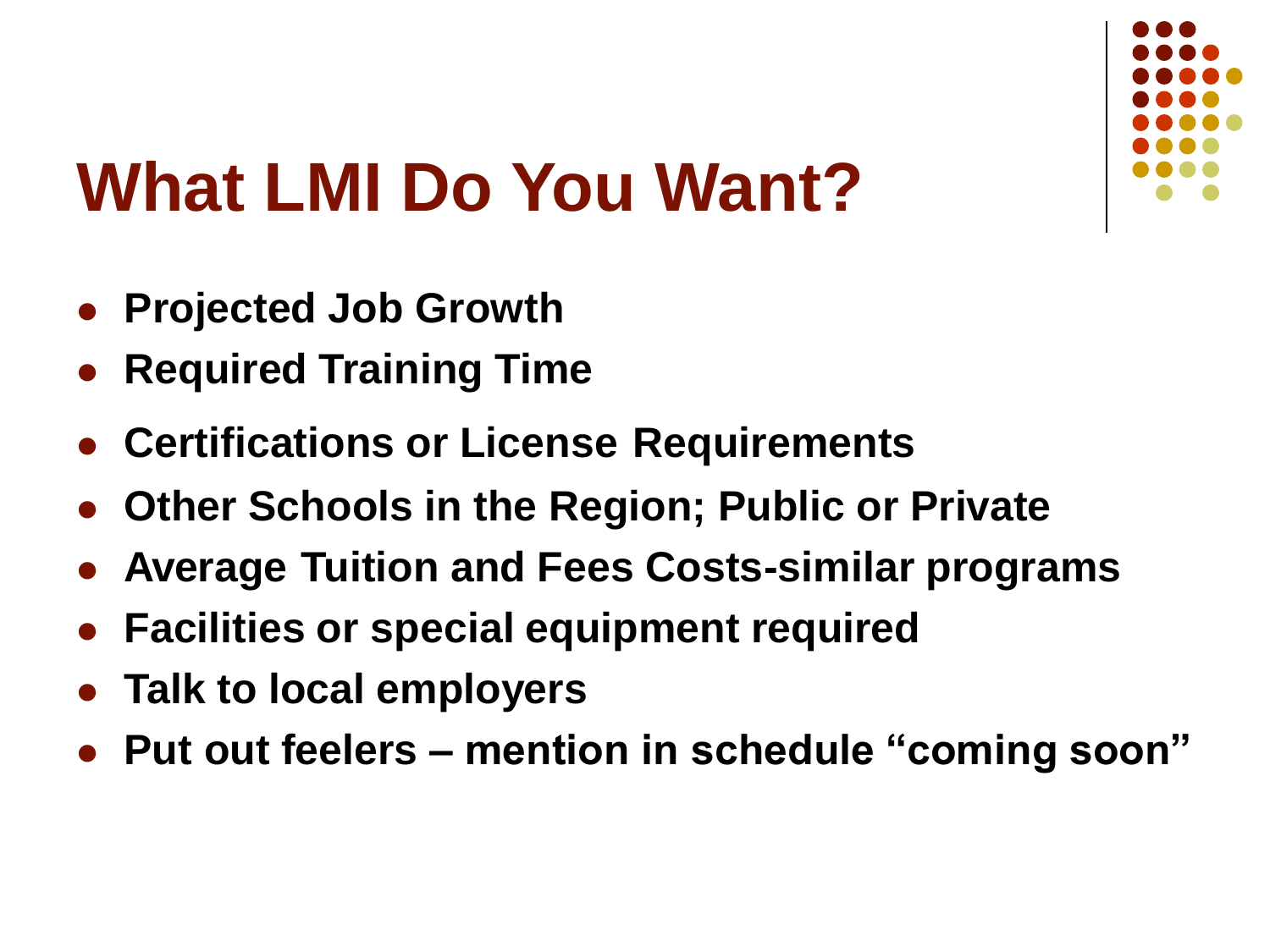# What LMI Do You Want?

- **Projected Job Growth**
- **Required Training Time**
- **Certifications or License Requirements**
- **Other Schools in the Region; Public or Private**
- **Average Tuition and Fees Costs-similar programs**
- **Facilities or special equipment required**
- **Talk to local employers**
- **Put out feelers – mention in schedule "coming soon"**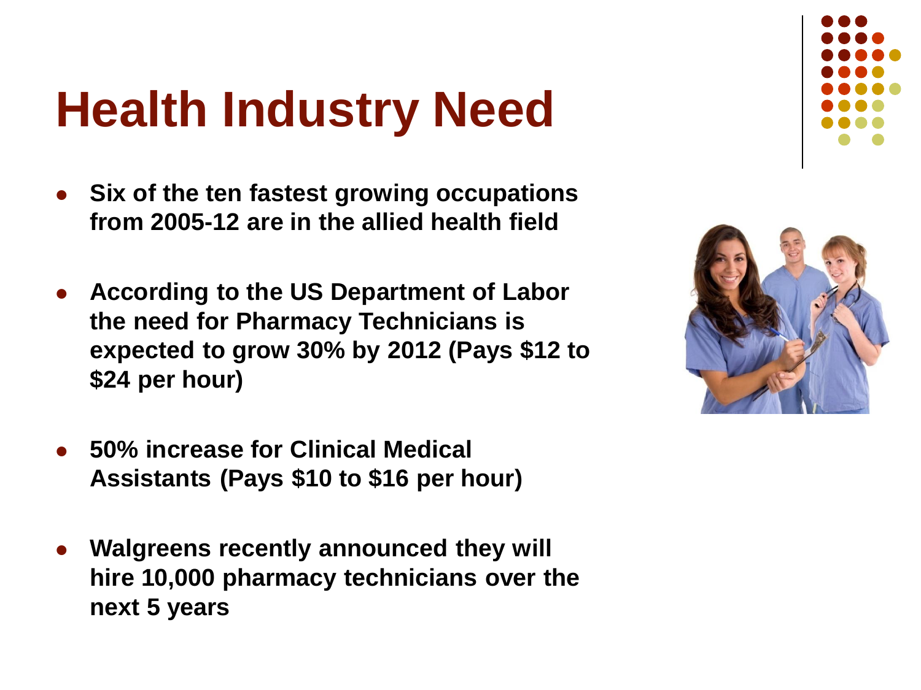# Health Industry Need

- **Six of the ten fastest growing occupations from 2005-12 are in the allied health field**
- **According to the US Department of Labor the need for Pharmacy Technicians is expected to grow 30% by 2012 (Pays $12 to $24 per hour)**
- **50% increase for Clinical Medical Assistants (Pays $10 to $16 per hour)**
- **Walgreens recently announced they will hire 10,000 pharmacy technicians over the next 5 years**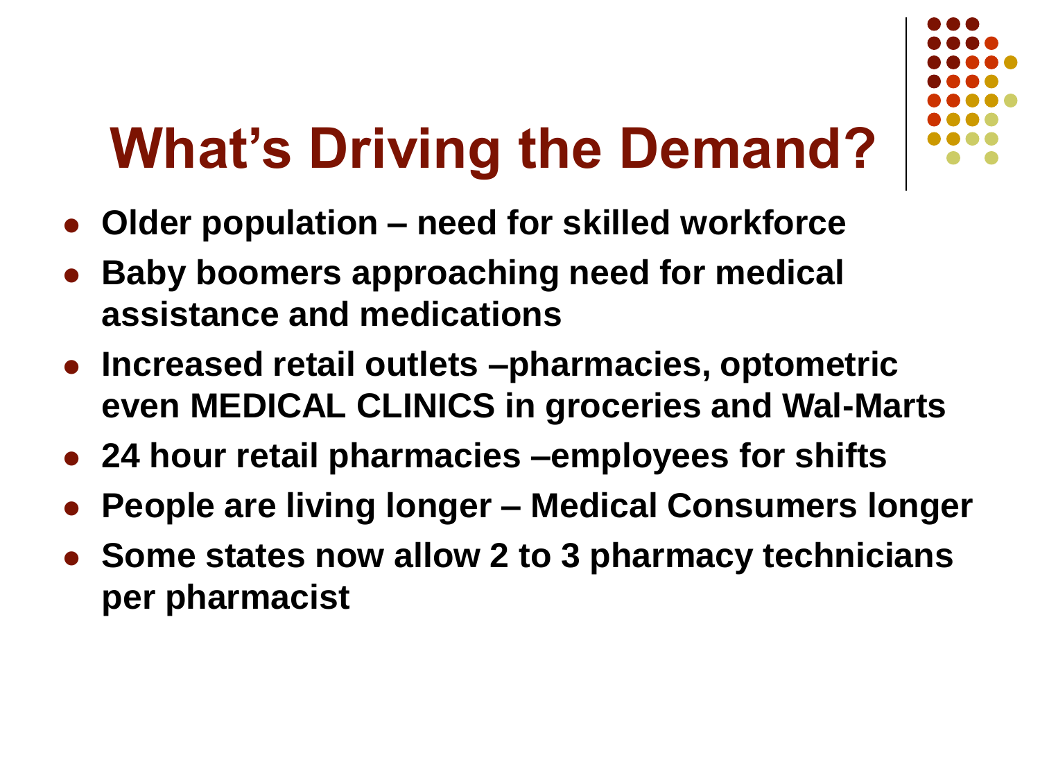# What's Driving the Demand?

- **Older population – need for skilled workforce**
- **Baby boomers approaching need for medical assistance and medications**
- **Increased retail outlets –pharmacies, optometric even MEDICAL CLINICS in groceries and Wal-Marts**
- **24 hour retail pharmacies –employees for shifts**
- **People are living longer – Medical Consumers longer**
- **Some states now allow 2 to 3 pharmacy technicians per pharmacist**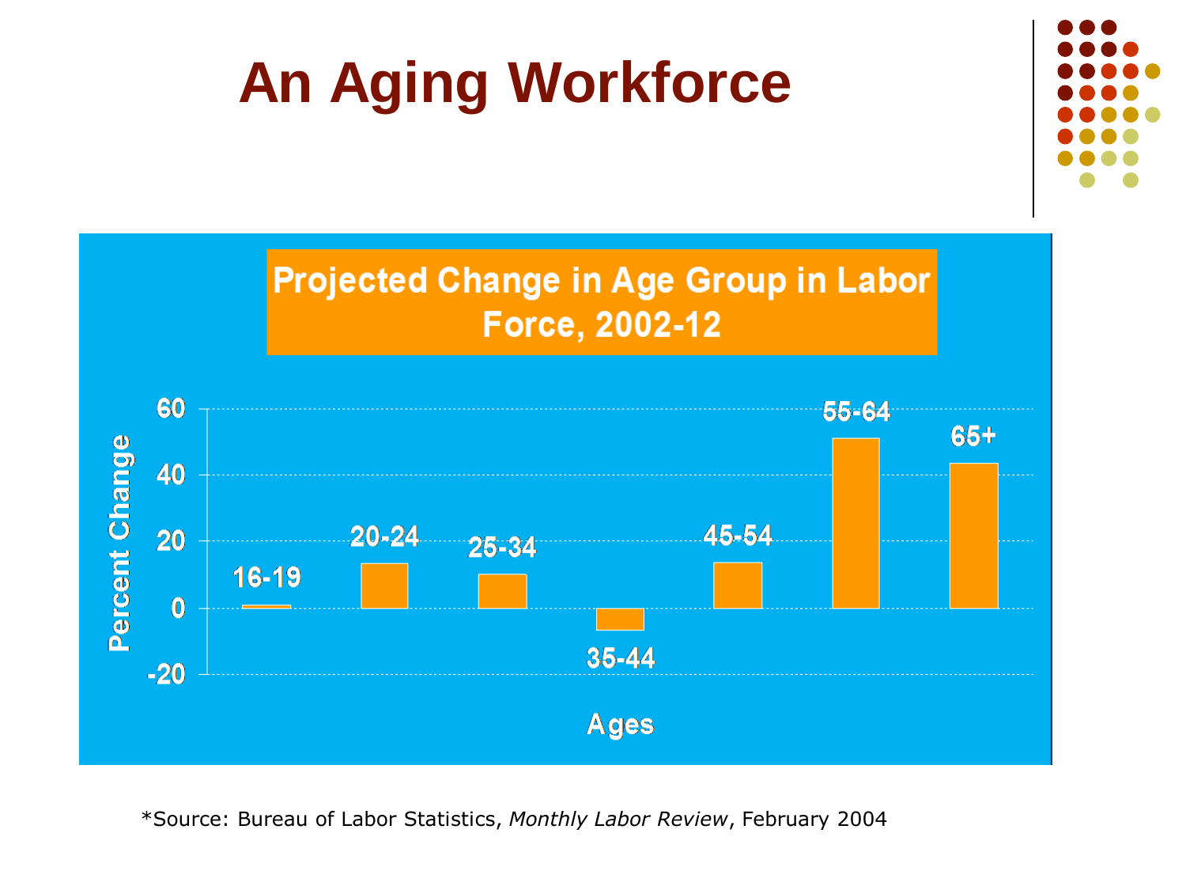# An Aging Workforce

**Projected Change in Age Group in Labor Force, 2002-12**

Percent Change

60
40
20
0
-20

16-19 | 20-24 | 25-34 | 35-44 | 45-54 | 55-64 | 65+

Ages

*Source: Bureau of Labor Statistics, *Monthly Labor Review*, February 2004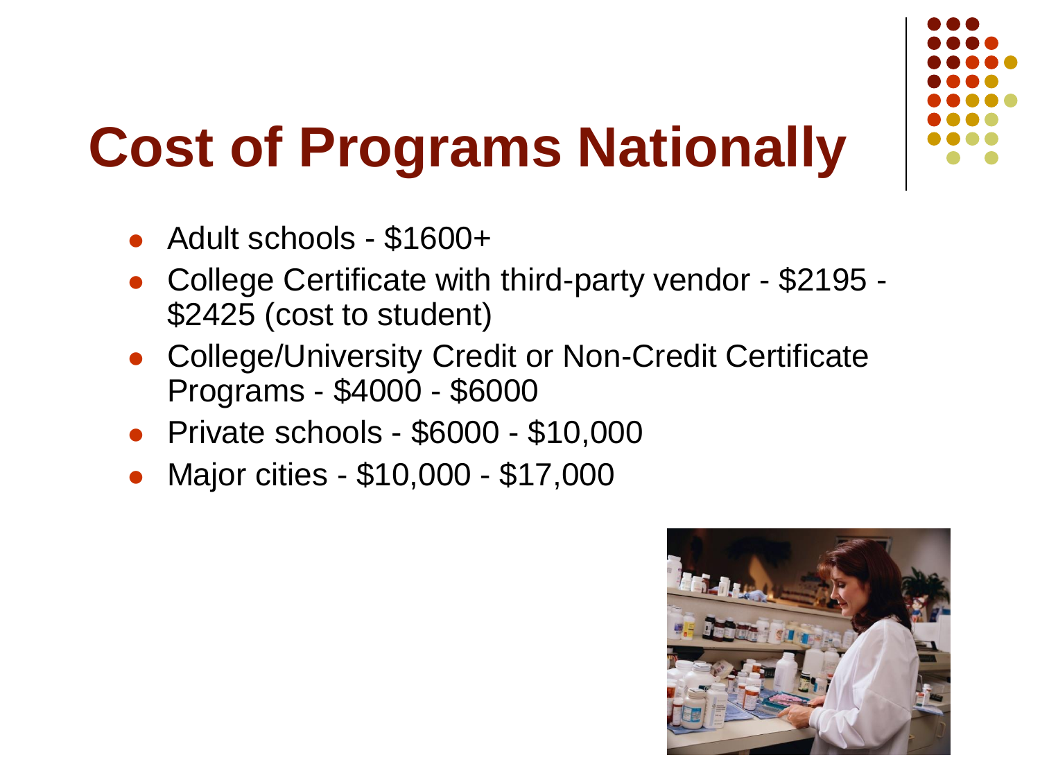# Cost of Programs Nationally

- Adult schools - $1600+
- College Certificate with third-party vendor - $2195 - $2425 (cost to student)
- College/University Credit or Non-Credit Certificate Programs - $4000 - $6000
- Private schools - $6000 - $10,000
- Major cities - $10,000 - $17,000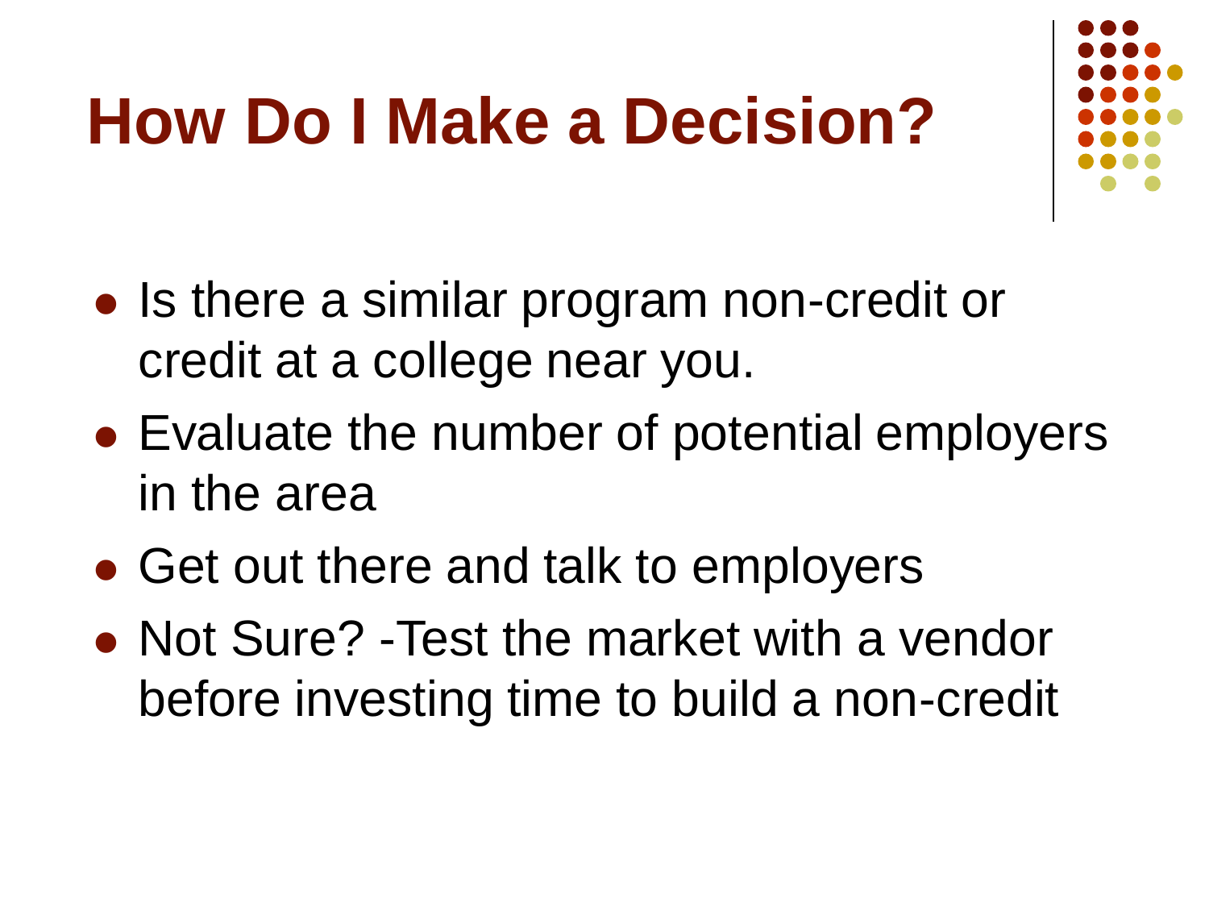# How Do I Make a Decision?

- Is there a similar program non-credit or credit at a college near you.
- Evaluate the number of potential employers in the area
- Get out there and talk to employers
- Not Sure? -Test the market with a vendor before investing time to build a non-credit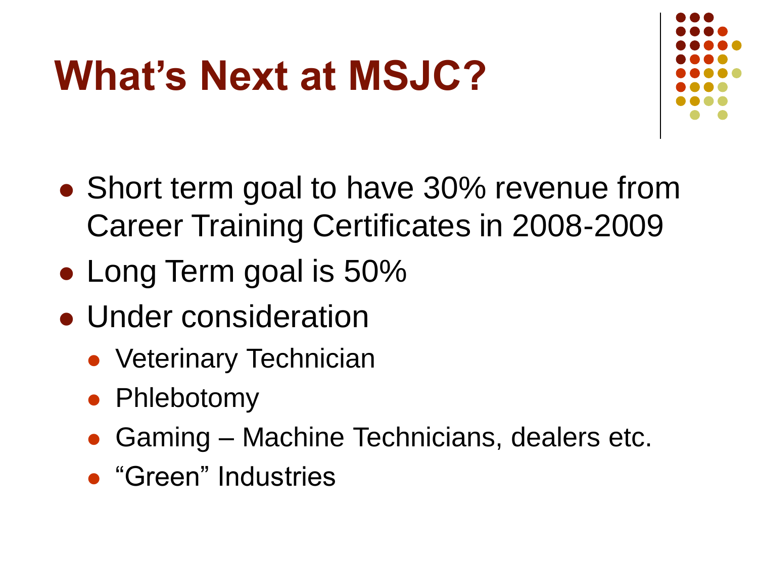# What’s Next at MSJC?

- Short term goal to have 30% revenue from Career Training Certificates in 2008-2009
- Long Term goal is 50%
- Under consideration
  - Veterinary Technician
  - Phlebotomy
  - Gaming – Machine Technicians, dealers etc.
  - “Green” Industries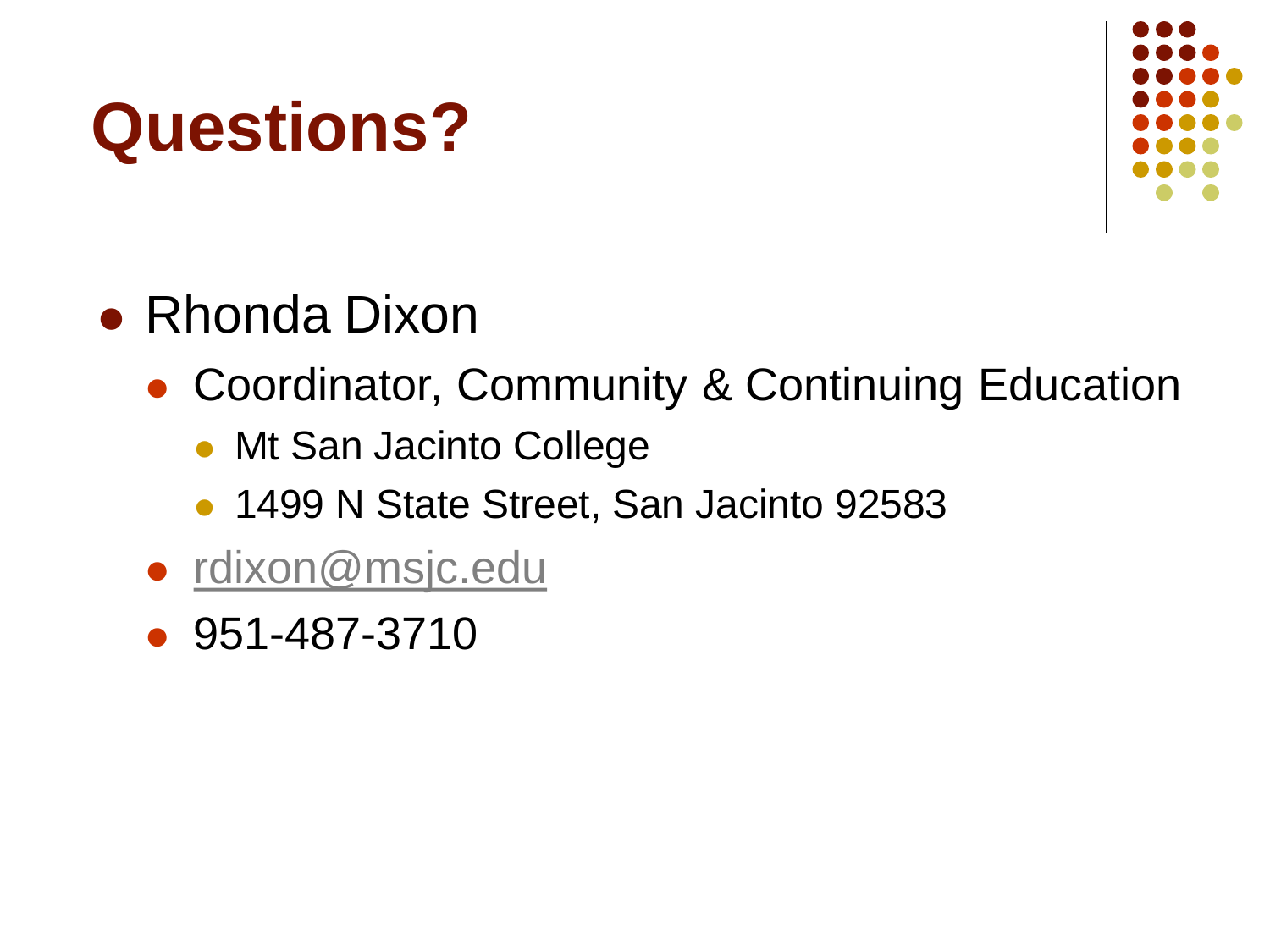# Questions?

- Rhonda Dixon
  - Coordinator, Community & Continuing Education
    - Mt San Jacinto College
    - 1499 N State Street, San Jacinto 92583
  - rdixon@msjc.edu
  - 951-487-3710